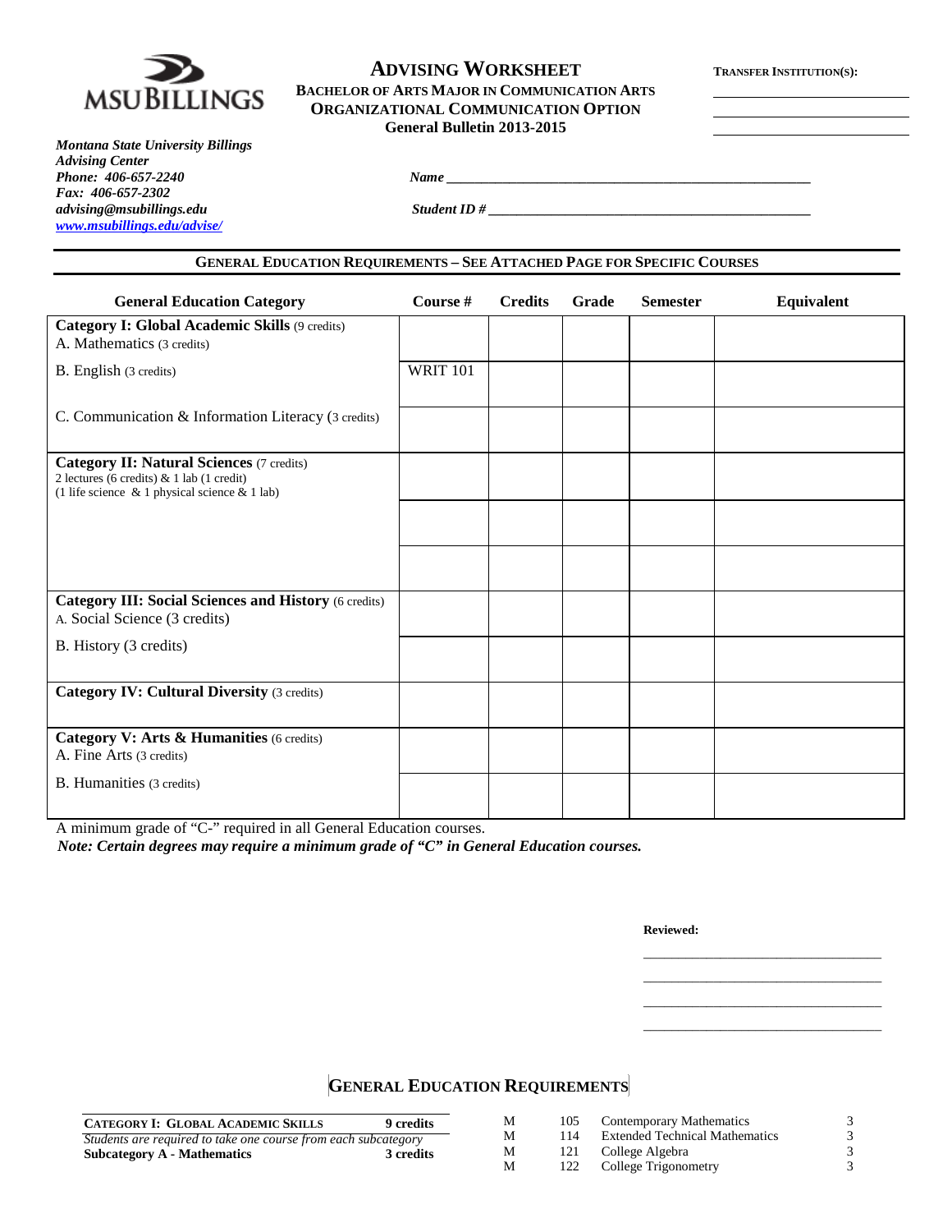# ADVISING WORKSHEET

**BACHELOR OF ARTS MAJOR IN COMMUNICATION ARTS**
**ORGANIZATIONAL COMMUNICATION OPTION**
**General Bulletin 2013-2015**

**TRANSFER INSTITUTION(S):**

\_\_\_\_\_\_\_\_\_\_\_\_\_\_\_\_\_\_\_\_\_\_\_\_\_\_

\_\_\_\_\_\_\_\_\_\_\_\_\_\_\_\_\_\_\_\_\_\_\_\_\_\_

\_\_\_\_\_\_\_\_\_\_\_\_\_\_\_\_\_\_\_\_\_\_\_\_\_\_

*Montana State University Billings*
*Advising Center*
*Phone: 406-657-2240*
*Fax: 406-657-2302*
*advising@msubillings.edu*
*www.msubillings.edu/advise/*

*Name* \_\_\_\_\_\_\_\_\_\_\_\_\_\_\_\_\_\_\_\_\_\_\_\_\_\_\_\_\_\_\_\_\_\_\_\_\_\_\_\_\_\_\_\_\_\_\_\_\_\_

*Student ID #* \_\_\_\_\_\_\_\_\_\_\_\_\_\_\_\_\_\_\_\_\_\_\_\_\_\_\_\_\_\_\_\_\_\_\_\_\_\_\_\_\_\_\_\_\_

## GENERAL EDUCATION REQUIREMENTS – SEE ATTACHED PAGE FOR SPECIFIC COURSES

| General Education Category | Course # | Credits | Grade | Semester | Equivalent |
|---|---|---|---|---|---|
| **Category I: Global Academic Skills** (9 credits) A. Mathematics (3 credits) | | | | | |
| B. English (3 credits) | WRIT 101 | | | | |
| C. Communication & Information Literacy (3 credits) | | | | | |
| **Category II: Natural Sciences** (7 credits) 2 lectures (6 credits) & 1 lab (1 credit) (1 life science & 1 physical science & 1 lab) | | | | | |
| | | | | | |
| | | | | | |
| **Category III: Social Sciences and History** (6 credits) A. Social Science (3 credits) | | | | | |
| B. History (3 credits) | | | | | |
| **Category IV: Cultural Diversity** (3 credits) | | | | | |
| **Category V: Arts & Humanities** (6 credits) A. Fine Arts (3 credits) | | | | | |
| B. Humanities (3 credits) | | | | | |

A minimum grade of "C-" required in all General Education courses.

***Note: Certain degrees may require a minimum grade of "C" in General Education courses.***

**Reviewed:**

\_\_\_\_\_\_\_\_\_\_\_\_\_\_\_\_\_\_\_\_\_\_\_\_\_\_\_\_\_\_\_\_\_\_

\_\_\_\_\_\_\_\_\_\_\_\_\_\_\_\_\_\_\_\_\_\_\_\_\_\_\_\_\_\_\_\_\_\_

\_\_\_\_\_\_\_\_\_\_\_\_\_\_\_\_\_\_\_\_\_\_\_\_\_\_\_\_\_\_\_\_\_\_

\_\_\_\_\_\_\_\_\_\_\_\_\_\_\_\_\_\_\_\_\_\_\_\_\_\_\_\_\_\_\_\_\_\_

## GENERAL EDUCATION REQUIREMENTS

**CATEGORY I: GLOBAL ACADEMIC SKILLS** — **9 credits**

*Students are required to take one course from each subcategory*

**Subcategory A - Mathematics** — **3 credits**

| | | | |
|---|---|---|---|
| M | 105 | Contemporary Mathematics | 3 |
| M | 114 | Extended Technical Mathematics | 3 |
| M | 121 | College Algebra | 3 |
| M | 122 | College Trigonometry | 3 |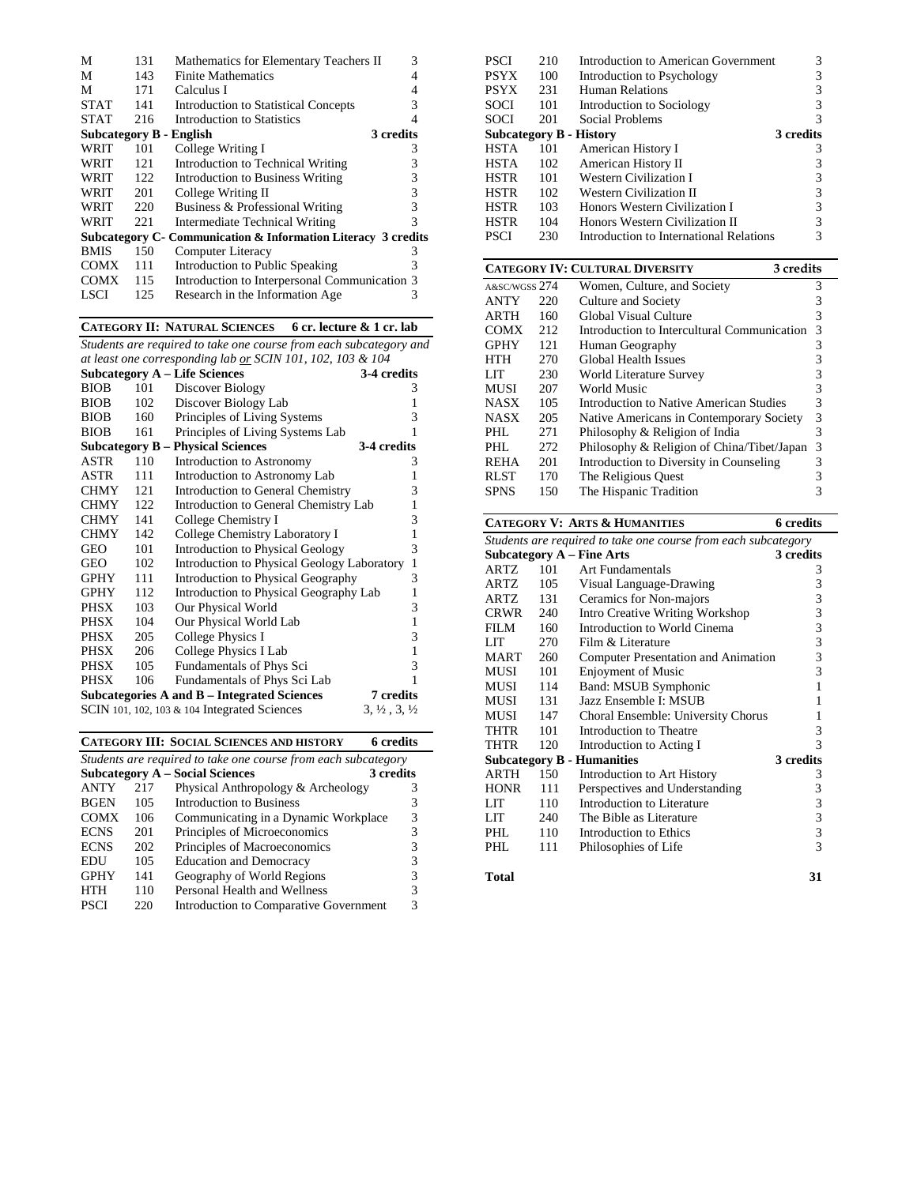| | | | |
|---|---|---|---|
| M | 131 | Mathematics for Elementary Teachers II | 3 |
| M | 143 | Finite Mathematics | 4 |
| M | 171 | Calculus I | 4 |
| STAT | 141 | Introduction to Statistical Concepts | 3 |
| STAT | 216 | Introduction to Statistics | 4 |
| **Subcategory B - English** | | | **3 credits** |
| WRIT | 101 | College Writing I | 3 |
| WRIT | 121 | Introduction to Technical Writing | 3 |
| WRIT | 122 | Introduction to Business Writing | 3 |
| WRIT | 201 | College Writing II | 3 |
| WRIT | 220 | Business & Professional Writing | 3 |
| WRIT | 221 | Intermediate Technical Writing | 3 |
| **Subcategory C- Communication & Information Literacy** | | | **3 credits** |
| BMIS | 150 | Computer Literacy | 3 |
| COMX | 111 | Introduction to Public Speaking | 3 |
| COMX | 115 | Introduction to Interpersonal Communication | 3 |
| LSCI | 125 | Research in the Information Age | 3 |

## CATEGORY II: NATURAL SCIENCES — 6 cr. lecture & 1 cr. lab

*Students are required to take one course from each subcategory and at least one corresponding lab or SCIN 101, 102, 103 & 104*

| | | | |
|---|---|---|---|
| **Subcategory A – Life Sciences** | | | **3-4 credits** |
| BIOB | 101 | Discover Biology | 3 |
| BIOB | 102 | Discover Biology Lab | 1 |
| BIOB | 160 | Principles of Living Systems | 3 |
| BIOB | 161 | Principles of Living Systems Lab | 1 |
| **Subcategory B – Physical Sciences** | | | **3-4 credits** |
| ASTR | 110 | Introduction to Astronomy | 3 |
| ASTR | 111 | Introduction to Astronomy Lab | 1 |
| CHMY | 121 | Introduction to General Chemistry | 3 |
| CHMY | 122 | Introduction to General Chemistry Lab | 1 |
| CHMY | 141 | College Chemistry I | 3 |
| CHMY | 142 | College Chemistry Laboratory I | 1 |
| GEO | 101 | Introduction to Physical Geology | 3 |
| GEO | 102 | Introduction to Physical Geology Laboratory | 1 |
| GPHY | 111 | Introduction to Physical Geography | 3 |
| GPHY | 112 | Introduction to Physical Geography Lab | 1 |
| PHSX | 103 | Our Physical World | 3 |
| PHSX | 104 | Our Physical World Lab | 1 |
| PHSX | 205 | College Physics I | 3 |
| PHSX | 206 | College Physics I Lab | 1 |
| PHSX | 105 | Fundamentals of Phys Sci | 3 |
| PHSX | 106 | Fundamentals of Phys Sci Lab | 1 |
| **Subcategories A and B – Integrated Sciences** | | | **7 credits** |
| SCIN 101, 102, 103 & 104 Integrated Sciences | | | 3, ½ , 3, ½ |

## CATEGORY III: SOCIAL SCIENCES AND HISTORY — 6 credits

*Students are required to take one course from each subcategory*

| | | | |
|---|---|---|---|
| **Subcategory A – Social Sciences** | | | **3 credits** |
| ANTY | 217 | Physical Anthropology & Archeology | 3 |
| BGEN | 105 | Introduction to Business | 3 |
| COMX | 106 | Communicating in a Dynamic Workplace | 3 |
| ECNS | 201 | Principles of Microeconomics | 3 |
| ECNS | 202 | Principles of Macroeconomics | 3 |
| EDU | 105 | Education and Democracy | 3 |
| GPHY | 141 | Geography of World Regions | 3 |
| HTH | 110 | Personal Health and Wellness | 3 |
| PSCI | 220 | Introduction to Comparative Government | 3 |
| PSCI | 210 | Introduction to American Government | 3 |
| PSYX | 100 | Introduction to Psychology | 3 |
| PSYX | 231 | Human Relations | 3 |
| SOCI | 101 | Introduction to Sociology | 3 |
| SOCI | 201 | Social Problems | 3 |
| **Subcategory B - History** | | | **3 credits** |
| HSTA | 101 | American History I | 3 |
| HSTA | 102 | American History II | 3 |
| HSTR | 101 | Western Civilization I | 3 |
| HSTR | 102 | Western Civilization II | 3 |
| HSTR | 103 | Honors Western Civilization I | 3 |
| HSTR | 104 | Honors Western Civilization II | 3 |
| PSCI | 230 | Introduction to International Relations | 3 |

## CATEGORY IV: CULTURAL DIVERSITY — 3 credits

| | | | |
|---|---|---|---|
| A&SC/WGSS | 274 | Women, Culture, and Society | 3 |
| ANTY | 220 | Culture and Society | 3 |
| ARTH | 160 | Global Visual Culture | 3 |
| COMX | 212 | Introduction to Intercultural Communication | 3 |
| GPHY | 121 | Human Geography | 3 |
| HTH | 270 | Global Health Issues | 3 |
| LIT | 230 | World Literature Survey | 3 |
| MUSI | 207 | World Music | 3 |
| NASX | 105 | Introduction to Native American Studies | 3 |
| NASX | 205 | Native Americans in Contemporary Society | 3 |
| PHL | 271 | Philosophy & Religion of India | 3 |
| PHL | 272 | Philosophy & Religion of China/Tibet/Japan | 3 |
| REHA | 201 | Introduction to Diversity in Counseling | 3 |
| RLST | 170 | The Religious Quest | 3 |
| SPNS | 150 | The Hispanic Tradition | 3 |

## CATEGORY V: ARTS & HUMANITIES — 6 credits

*Students are required to take one course from each subcategory*

| | | | |
|---|---|---|---|
| **Subcategory A – Fine Arts** | | | **3 credits** |
| ARTZ | 101 | Art Fundamentals | 3 |
| ARTZ | 105 | Visual Language-Drawing | 3 |
| ARTZ | 131 | Ceramics for Non-majors | 3 |
| CRWR | 240 | Intro Creative Writing Workshop | 3 |
| FILM | 160 | Introduction to World Cinema | 3 |
| LIT | 270 | Film & Literature | 3 |
| MART | 260 | Computer Presentation and Animation | 3 |
| MUSI | 101 | Enjoyment of Music | 3 |
| MUSI | 114 | Band: MSUB Symphonic | 1 |
| MUSI | 131 | Jazz Ensemble I: MSUB | 1 |
| MUSI | 147 | Choral Ensemble: University Chorus | 1 |
| THTR | 101 | Introduction to Theatre | 3 |
| THTR | 120 | Introduction to Acting I | 3 |
| **Subcategory B - Humanities** | | | **3 credits** |
| ARTH | 150 | Introduction to Art History | 3 |
| HONR | 111 | Perspectives and Understanding | 3 |
| LIT | 110 | Introduction to Literature | 3 |
| LIT | 240 | The Bible as Literature | 3 |
| PHL | 110 | Introduction to Ethics | 3 |
| PHL | 111 | Philosophies of Life | 3 |

**Total** — **31**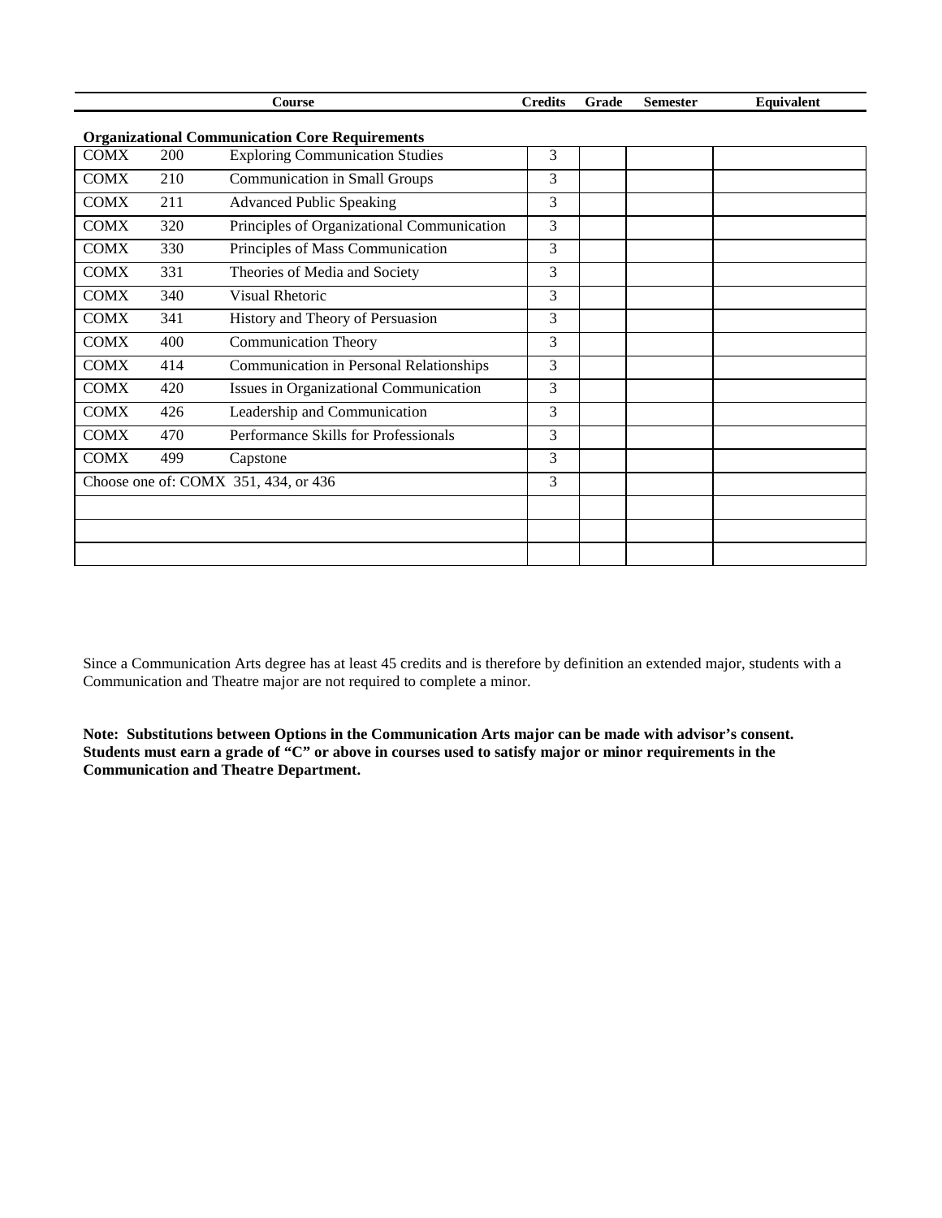| Course | | | Credits | Grade | Semester | Equivalent |
|---|---|---|---|---|---|---|
| **Organizational Communication Core Requirements** | | | | | | |
| COMX | 200 | Exploring Communication Studies | 3 | | | |
| COMX | 210 | Communication in Small Groups | 3 | | | |
| COMX | 211 | Advanced Public Speaking | 3 | | | |
| COMX | 320 | Principles of Organizational Communication | 3 | | | |
| COMX | 330 | Principles of Mass Communication | 3 | | | |
| COMX | 331 | Theories of Media and Society | 3 | | | |
| COMX | 340 | Visual Rhetoric | 3 | | | |
| COMX | 341 | History and Theory of Persuasion | 3 | | | |
| COMX | 400 | Communication Theory | 3 | | | |
| COMX | 414 | Communication in Personal Relationships | 3 | | | |
| COMX | 420 | Issues in Organizational Communication | 3 | | | |
| COMX | 426 | Leadership and Communication | 3 | | | |
| COMX | 470 | Performance Skills for Professionals | 3 | | | |
| COMX | 499 | Capstone | 3 | | | |
| Choose one of: COMX 351, 434, or 436 | | | 3 | | | |
| | | | | | | |
| | | | | | | |
| | | | | | | |

Since a Communication Arts degree has at least 45 credits and is therefore by definition an extended major, students with a Communication and Theatre major are not required to complete a minor.

**Note: Substitutions between Options in the Communication Arts major can be made with advisor's consent. Students must earn a grade of "C" or above in courses used to satisfy major or minor requirements in the Communication and Theatre Department.**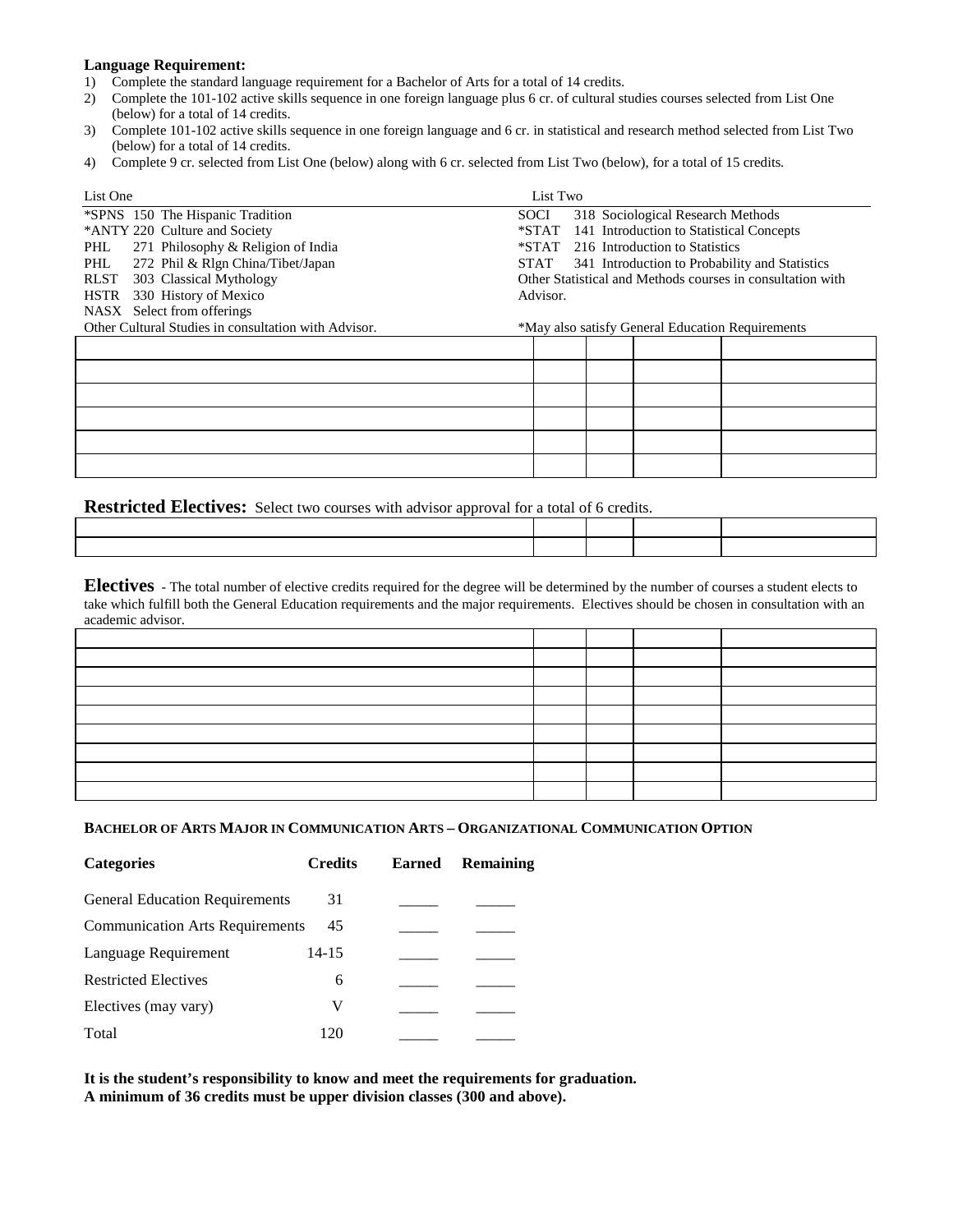**Language Requirement:**

1) Complete the standard language requirement for a Bachelor of Arts for a total of 14 credits.
2) Complete the 101-102 active skills sequence in one foreign language plus 6 cr. of cultural studies courses selected from List One (below) for a total of 14 credits.
3) Complete 101-102 active skills sequence in one foreign language and 6 cr. in statistical and research method selected from List Two (below) for a total of 14 credits.
4) Complete 9 cr. selected from List One (below) along with 6 cr. selected from List Two (below), for a total of 15 credits.

| List One | List Two |
|---|---|
| *SPNS 150 The Hispanic Tradition | SOCI 318 Sociological Research Methods |
| *ANTY 220 Culture and Society | *STAT 141 Introduction to Statistical Concepts |
| PHL 271 Philosophy & Religion of India | *STAT 216 Introduction to Statistics |
| PHL 272 Phil & Rlgn China/Tibet/Japan | STAT 341 Introduction to Probability and Statistics |
| RLST 303 Classical Mythology | Other Statistical and Methods courses in consultation with Advisor. |
| HSTR 330 History of Mexico | |
| NASX Select from offerings | |
| Other Cultural Studies in consultation with Advisor. | *May also satisfy General Education Requirements |

| | | | | |
|---|---|---|---|---|
| | | | | |
| | | | | |
| | | | | |
| | | | | |
| | | | | |
| | | | | |

## Restricted Electives:

Select two courses with advisor approval for a total of 6 credits.

| | | | | |
|---|---|---|---|---|
| | | | | |
| | | | | |

## Electives

- The total number of elective credits required for the degree will be determined by the number of courses a student elects to take which fulfill both the General Education requirements and the major requirements. Electives should be chosen in consultation with an academic advisor.

| | | | | |
|---|---|---|---|---|
| | | | | |
| | | | | |
| | | | | |
| | | | | |
| | | | | |
| | | | | |
| | | | | |
| | | | | |
| | | | | |

**BACHELOR OF ARTS MAJOR IN COMMUNICATION ARTS – ORGANIZATIONAL COMMUNICATION OPTION**

| Categories | Credits | Earned | Remaining |
|---|---|---|---|
| General Education Requirements | 31 | _____ | _____ |
| Communication Arts Requirements | 45 | _____ | _____ |
| Language Requirement | 14-15 | _____ | _____ |
| Restricted Electives | 6 | _____ | _____ |
| Electives (may vary) | V | _____ | _____ |
| Total | 120 | _____ | _____ |

**It is the student's responsibility to know and meet the requirements for graduation.**
**A minimum of 36 credits must be upper division classes (300 and above).**